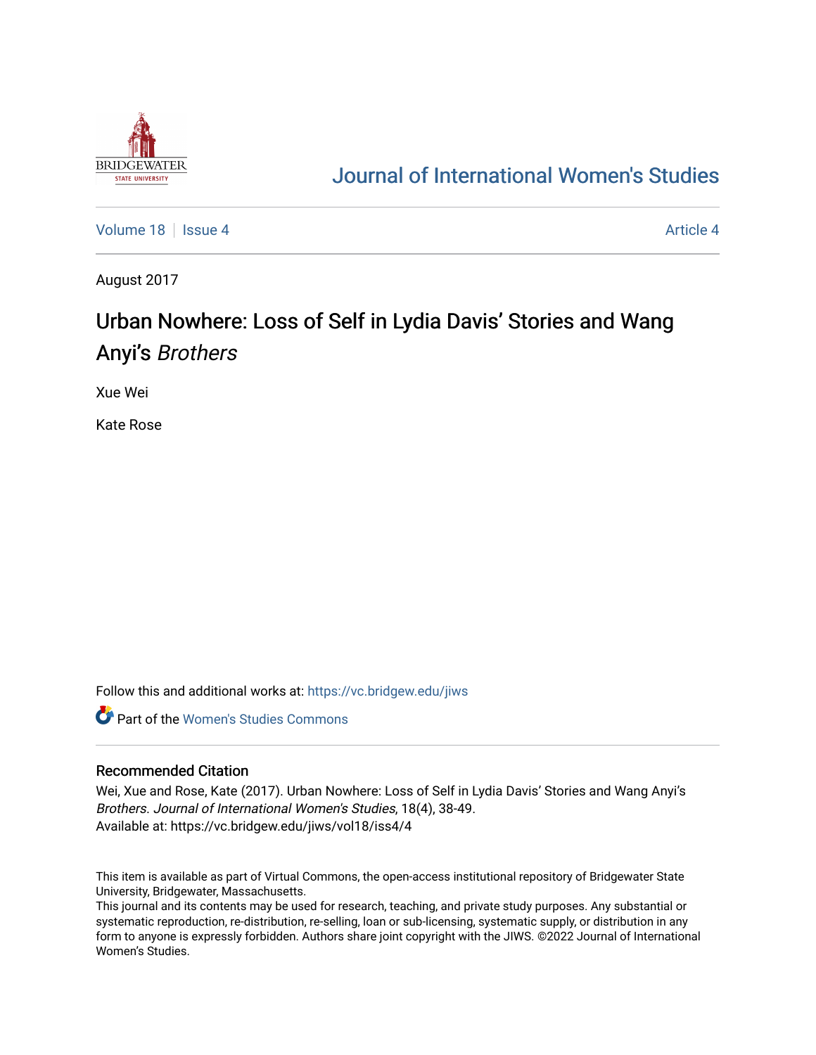Journal of International Women's Studies

Volume 18 | Issue 4 | Article 4

August 2017

# Urban Nowhere: Loss of Self in Lydia Davis' Stories and Wang Anyi's *Brothers*

Xue Wei

Kate Rose

Follow this and additional works at: https://vc.bridgew.edu/jiws

Part of the Women's Studies Commons

## Recommended Citation

Wei, Xue and Rose, Kate (2017). Urban Nowhere: Loss of Self in Lydia Davis' Stories and Wang Anyi's *Brothers*. *Journal of International Women's Studies*, 18(4), 38-49.
Available at: https://vc.bridgew.edu/jiws/vol18/iss4/4

This item is available as part of Virtual Commons, the open-access institutional repository of Bridgewater State University, Bridgewater, Massachusetts.
This journal and its contents may be used for research, teaching, and private study purposes. Any substantial or systematic reproduction, re-distribution, re-selling, loan or sub-licensing, systematic supply, or distribution in any form to anyone is expressly forbidden. Authors share joint copyright with the JIWS. ©2022 Journal of International Women's Studies.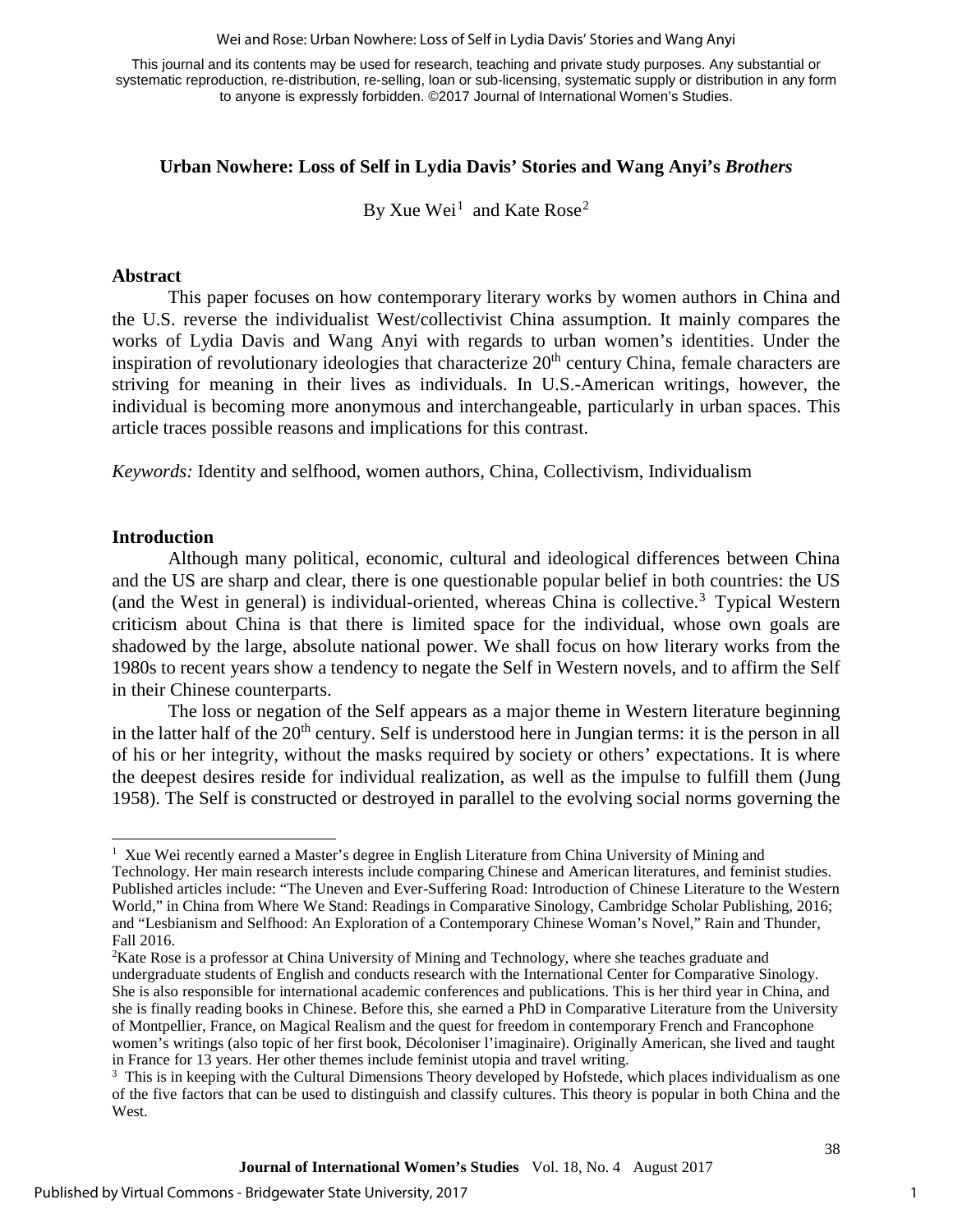This journal and its contents may be used for research, teaching and private study purposes. Any substantial or systematic reproduction, re-distribution, re-selling, loan or sub-licensing, systematic supply or distribution in any form to anyone is expressly forbidden. ©2017 Journal of International Women's Studies.

## Urban Nowhere: Loss of Self in Lydia Davis' Stories and Wang Anyi's *Brothers*

By Xue Wei[1] and Kate Rose[2]

### Abstract

This paper focuses on how contemporary literary works by women authors in China and the U.S. reverse the individualist West/collectivist China assumption. It mainly compares the works of Lydia Davis and Wang Anyi with regards to urban women's identities. Under the inspiration of revolutionary ideologies that characterize 20th century China, female characters are striving for meaning in their lives as individuals. In U.S.-American writings, however, the individual is becoming more anonymous and interchangeable, particularly in urban spaces. This article traces possible reasons and implications for this contrast.

*Keywords:* Identity and selfhood, women authors, China, Collectivism, Individualism

### Introduction

Although many political, economic, cultural and ideological differences between China and the US are sharp and clear, there is one questionable popular belief in both countries: the US (and the West in general) is individual-oriented, whereas China is collective.[3] Typical Western criticism about China is that there is limited space for the individual, whose own goals are shadowed by the large, absolute national power. We shall focus on how literary works from the 1980s to recent years show a tendency to negate the Self in Western novels, and to affirm the Self in their Chinese counterparts.

The loss or negation of the Self appears as a major theme in Western literature beginning in the latter half of the 20th century. Self is understood here in Jungian terms: it is the person in all of his or her integrity, without the masks required by society or others' expectations. It is where the deepest desires reside for individual realization, as well as the impulse to fulfill them (Jung 1958). The Self is constructed or destroyed in parallel to the evolving social norms governing the

---

[1] Xue Wei recently earned a Master's degree in English Literature from China University of Mining and Technology. Her main research interests include comparing Chinese and American literatures, and feminist studies. Published articles include: "The Uneven and Ever-Suffering Road: Introduction of Chinese Literature to the Western World," in China from Where We Stand: Readings in Comparative Sinology, Cambridge Scholar Publishing, 2016; and "Lesbianism and Selfhood: An Exploration of a Contemporary Chinese Woman's Novel," Rain and Thunder, Fall 2016.

[2] Kate Rose is a professor at China University of Mining and Technology, where she teaches graduate and undergraduate students of English and conducts research with the International Center for Comparative Sinology. She is also responsible for international academic conferences and publications. This is her third year in China, and she is finally reading books in Chinese. Before this, she earned a PhD in Comparative Literature from the University of Montpellier, France, on Magical Realism and the quest for freedom in contemporary French and Francophone women's writings (also topic of her first book, Décoloniser l'imaginaire). Originally American, she lived and taught in France for 13 years. Her other themes include feminist utopia and travel writing.

[3] This is in keeping with the Cultural Dimensions Theory developed by Hofstede, which places individualism as one of the five factors that can be used to distinguish and classify cultures. This theory is popular in both China and the West.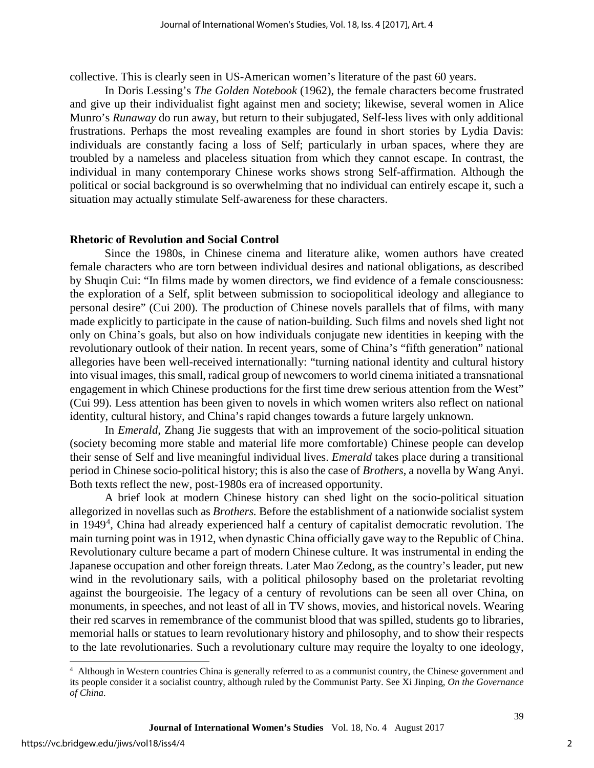collective. This is clearly seen in US-American women's literature of the past 60 years.

In Doris Lessing's *The Golden Notebook* (1962), the female characters become frustrated and give up their individualist fight against men and society; likewise, several women in Alice Munro's *Runaway* do run away, but return to their subjugated, Self-less lives with only additional frustrations. Perhaps the most revealing examples are found in short stories by Lydia Davis: individuals are constantly facing a loss of Self; particularly in urban spaces, where they are troubled by a nameless and placeless situation from which they cannot escape. In contrast, the individual in many contemporary Chinese works shows strong Self-affirmation. Although the political or social background is so overwhelming that no individual can entirely escape it, such a situation may actually stimulate Self-awareness for these characters.

## Rhetoric of Revolution and Social Control

Since the 1980s, in Chinese cinema and literature alike, women authors have created female characters who are torn between individual desires and national obligations, as described by Shuqin Cui: "In films made by women directors, we find evidence of a female consciousness: the exploration of a Self, split between submission to sociopolitical ideology and allegiance to personal desire" (Cui 200). The production of Chinese novels parallels that of films, with many made explicitly to participate in the cause of nation-building. Such films and novels shed light not only on China's goals, but also on how individuals conjugate new identities in keeping with the revolutionary outlook of their nation. In recent years, some of China's "fifth generation" national allegories have been well-received internationally: "turning national identity and cultural history into visual images, this small, radical group of newcomers to world cinema initiated a transnational engagement in which Chinese productions for the first time drew serious attention from the West" (Cui 99). Less attention has been given to novels in which women writers also reflect on national identity, cultural history, and China's rapid changes towards a future largely unknown.

In *Emerald*, Zhang Jie suggests that with an improvement of the socio-political situation (society becoming more stable and material life more comfortable) Chinese people can develop their sense of Self and live meaningful individual lives. *Emerald* takes place during a transitional period in Chinese socio-political history; this is also the case of *Brothers*, a novella by Wang Anyi. Both texts reflect the new, post-1980s era of increased opportunity.

A brief look at modern Chinese history can shed light on the socio-political situation allegorized in novellas such as *Brothers.* Before the establishment of a nationwide socialist system in 1949[4], China had already experienced half a century of capitalist democratic revolution. The main turning point was in 1912, when dynastic China officially gave way to the Republic of China. Revolutionary culture became a part of modern Chinese culture. It was instrumental in ending the Japanese occupation and other foreign threats. Later Mao Zedong, as the country's leader, put new wind in the revolutionary sails, with a political philosophy based on the proletariat revolting against the bourgeoisie. The legacy of a century of revolutions can be seen all over China, on monuments, in speeches, and not least of all in TV shows, movies, and historical novels. Wearing their red scarves in remembrance of the communist blood that was spilled, students go to libraries, memorial halls or statues to learn revolutionary history and philosophy, and to show their respects to the late revolutionaries. Such a revolutionary culture may require the loyalty to one ideology,

---

[4] Although in Western countries China is generally referred to as a communist country, the Chinese government and its people consider it a socialist country, although ruled by the Communist Party. See Xi Jinping, *On the Governance of China*.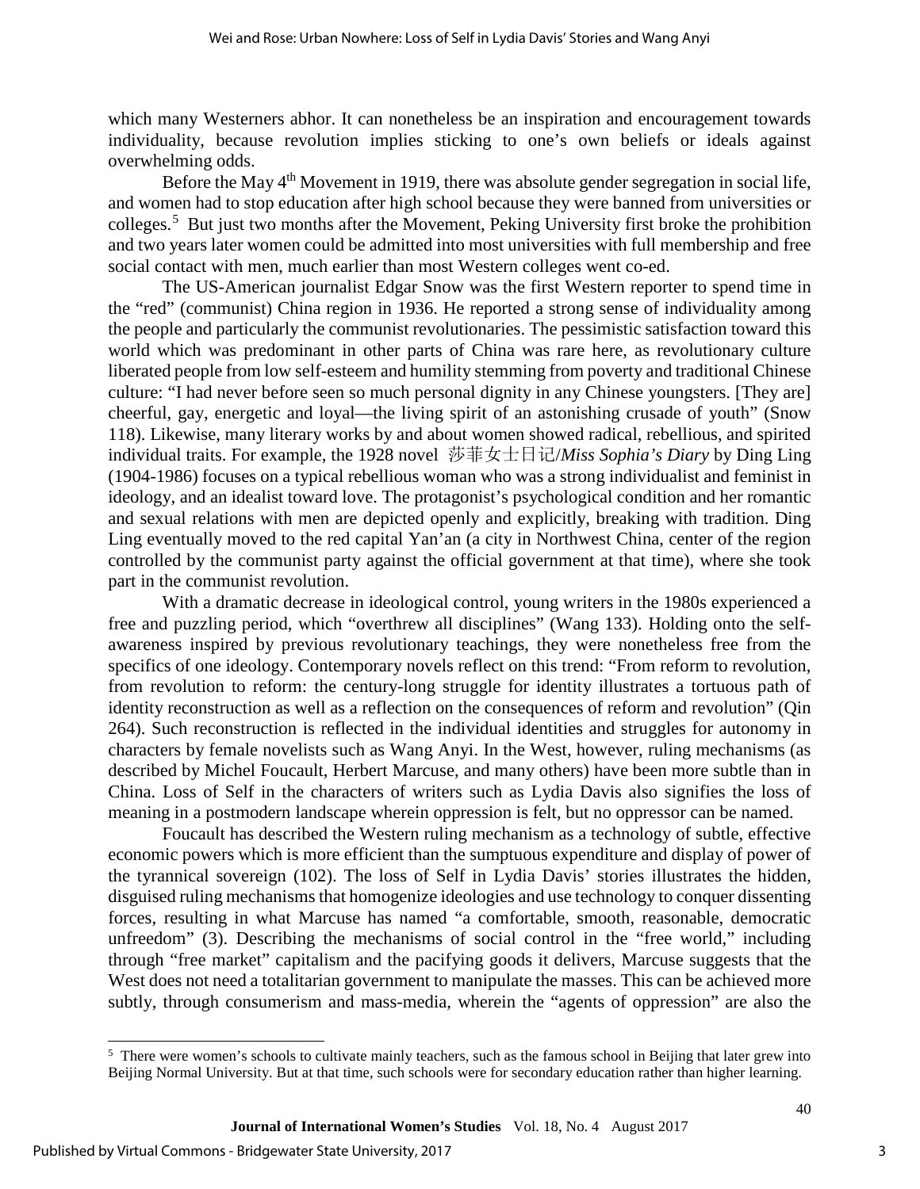which many Westerners abhor. It can nonetheless be an inspiration and encouragement towards individuality, because revolution implies sticking to one's own beliefs or ideals against overwhelming odds.

Before the May 4th Movement in 1919, there was absolute gender segregation in social life, and women had to stop education after high school because they were banned from universities or colleges.[5] But just two months after the Movement, Peking University first broke the prohibition and two years later women could be admitted into most universities with full membership and free social contact with men, much earlier than most Western colleges went co-ed.

The US-American journalist Edgar Snow was the first Western reporter to spend time in the "red" (communist) China region in 1936. He reported a strong sense of individuality among the people and particularly the communist revolutionaries. The pessimistic satisfaction toward this world which was predominant in other parts of China was rare here, as revolutionary culture liberated people from low self-esteem and humility stemming from poverty and traditional Chinese culture: "I had never before seen so much personal dignity in any Chinese youngsters. [They are] cheerful, gay, energetic and loyal—the living spirit of an astonishing crusade of youth" (Snow 118). Likewise, many literary works by and about women showed radical, rebellious, and spirited individual traits. For example, the 1928 novel 莎菲女士日记/*Miss Sophia's Diary* by Ding Ling (1904-1986) focuses on a typical rebellious woman who was a strong individualist and feminist in ideology, and an idealist toward love. The protagonist's psychological condition and her romantic and sexual relations with men are depicted openly and explicitly, breaking with tradition. Ding Ling eventually moved to the red capital Yan'an (a city in Northwest China, center of the region controlled by the communist party against the official government at that time), where she took part in the communist revolution.

With a dramatic decrease in ideological control, young writers in the 1980s experienced a free and puzzling period, which "overthrew all disciplines" (Wang 133). Holding onto the self-awareness inspired by previous revolutionary teachings, they were nonetheless free from the specifics of one ideology. Contemporary novels reflect on this trend: "From reform to revolution, from revolution to reform: the century-long struggle for identity illustrates a tortuous path of identity reconstruction as well as a reflection on the consequences of reform and revolution" (Qin 264). Such reconstruction is reflected in the individual identities and struggles for autonomy in characters by female novelists such as Wang Anyi. In the West, however, ruling mechanisms (as described by Michel Foucault, Herbert Marcuse, and many others) have been more subtle than in China. Loss of Self in the characters of writers such as Lydia Davis also signifies the loss of meaning in a postmodern landscape wherein oppression is felt, but no oppressor can be named.

Foucault has described the Western ruling mechanism as a technology of subtle, effective economic powers which is more efficient than the sumptuous expenditure and display of power of the tyrannical sovereign (102). The loss of Self in Lydia Davis' stories illustrates the hidden, disguised ruling mechanisms that homogenize ideologies and use technology to conquer dissenting forces, resulting in what Marcuse has named "a comfortable, smooth, reasonable, democratic unfreedom" (3). Describing the mechanisms of social control in the "free world," including through "free market" capitalism and the pacifying goods it delivers, Marcuse suggests that the West does not need a totalitarian government to manipulate the masses. This can be achieved more subtly, through consumerism and mass-media, wherein the "agents of oppression" are also the

---

[5] There were women's schools to cultivate mainly teachers, such as the famous school in Beijing that later grew into Beijing Normal University. But at that time, such schools were for secondary education rather than higher learning.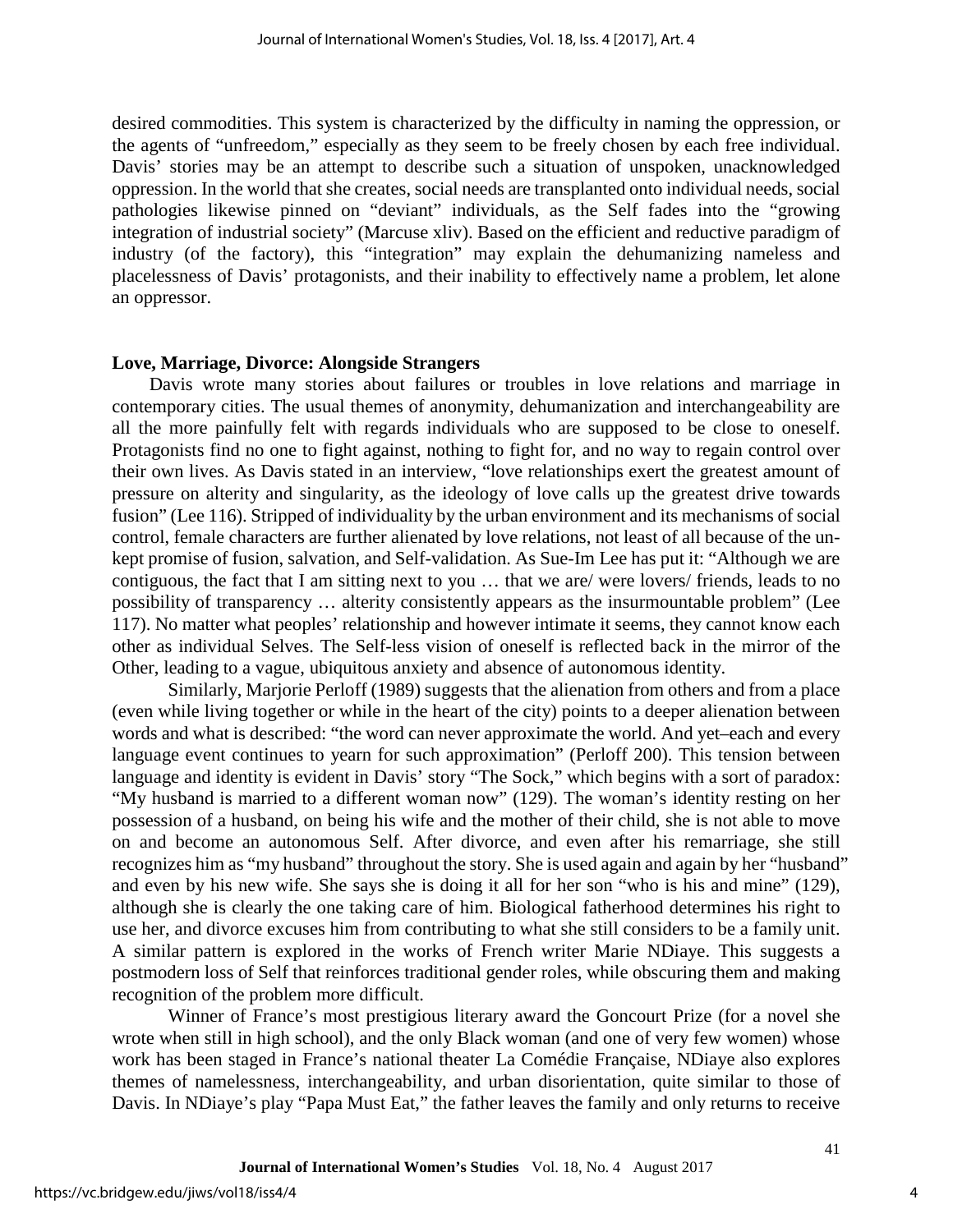desired commodities. This system is characterized by the difficulty in naming the oppression, or the agents of "unfreedom," especially as they seem to be freely chosen by each free individual. Davis' stories may be an attempt to describe such a situation of unspoken, unacknowledged oppression. In the world that she creates, social needs are transplanted onto individual needs, social pathologies likewise pinned on "deviant" individuals, as the Self fades into the "growing integration of industrial society" (Marcuse xliv). Based on the efficient and reductive paradigm of industry (of the factory), this "integration" may explain the dehumanizing nameless and placelessness of Davis' protagonists, and their inability to effectively name a problem, let alone an oppressor.

## Love, Marriage, Divorce: Alongside Strangers

Davis wrote many stories about failures or troubles in love relations and marriage in contemporary cities. The usual themes of anonymity, dehumanization and interchangeability are all the more painfully felt with regards individuals who are supposed to be close to oneself. Protagonists find no one to fight against, nothing to fight for, and no way to regain control over their own lives. As Davis stated in an interview, "love relationships exert the greatest amount of pressure on alterity and singularity, as the ideology of love calls up the greatest drive towards fusion" (Lee 116). Stripped of individuality by the urban environment and its mechanisms of social control, female characters are further alienated by love relations, not least of all because of the un-kept promise of fusion, salvation, and Self-validation. As Sue-Im Lee has put it: "Although we are contiguous, the fact that I am sitting next to you … that we are/ were lovers/ friends, leads to no possibility of transparency … alterity consistently appears as the insurmountable problem" (Lee 117). No matter what peoples' relationship and however intimate it seems, they cannot know each other as individual Selves. The Self-less vision of oneself is reflected back in the mirror of the Other, leading to a vague, ubiquitous anxiety and absence of autonomous identity.

Similarly, Marjorie Perloff (1989) suggests that the alienation from others and from a place (even while living together or while in the heart of the city) points to a deeper alienation between words and what is described: "the word can never approximate the world. And yet–each and every language event continues to yearn for such approximation" (Perloff 200). This tension between language and identity is evident in Davis' story "The Sock," which begins with a sort of paradox: "My husband is married to a different woman now" (129). The woman's identity resting on her possession of a husband, on being his wife and the mother of their child, she is not able to move on and become an autonomous Self. After divorce, and even after his remarriage, she still recognizes him as "my husband" throughout the story. She is used again and again by her "husband" and even by his new wife. She says she is doing it all for her son "who is his and mine" (129), although she is clearly the one taking care of him. Biological fatherhood determines his right to use her, and divorce excuses him from contributing to what she still considers to be a family unit. A similar pattern is explored in the works of French writer Marie NDiaye. This suggests a postmodern loss of Self that reinforces traditional gender roles, while obscuring them and making recognition of the problem more difficult.

Winner of France's most prestigious literary award the Goncourt Prize (for a novel she wrote when still in high school), and the only Black woman (and one of very few women) whose work has been staged in France's national theater La Comédie Française, NDiaye also explores themes of namelessness, interchangeability, and urban disorientation, quite similar to those of Davis. In NDiaye's play "Papa Must Eat," the father leaves the family and only returns to receive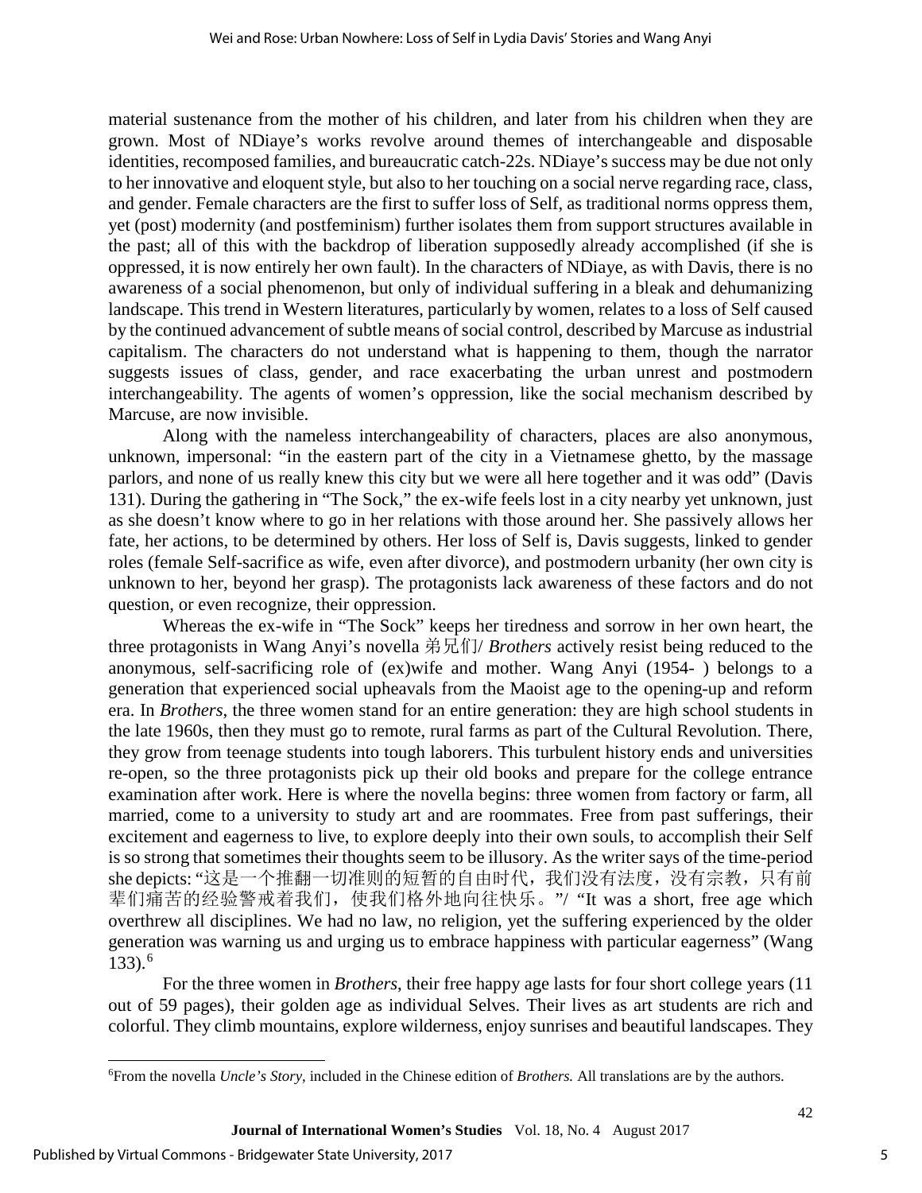material sustenance from the mother of his children, and later from his children when they are grown. Most of NDiaye's works revolve around themes of interchangeable and disposable identities, recomposed families, and bureaucratic catch-22s. NDiaye's success may be due not only to her innovative and eloquent style, but also to her touching on a social nerve regarding race, class, and gender. Female characters are the first to suffer loss of Self, as traditional norms oppress them, yet (post) modernity (and postfeminism) further isolates them from support structures available in the past; all of this with the backdrop of liberation supposedly already accomplished (if she is oppressed, it is now entirely her own fault). In the characters of NDiaye, as with Davis, there is no awareness of a social phenomenon, but only of individual suffering in a bleak and dehumanizing landscape. This trend in Western literatures, particularly by women, relates to a loss of Self caused by the continued advancement of subtle means of social control, described by Marcuse as industrial capitalism. The characters do not understand what is happening to them, though the narrator suggests issues of class, gender, and race exacerbating the urban unrest and postmodern interchangeability. The agents of women's oppression, like the social mechanism described by Marcuse, are now invisible.

Along with the nameless interchangeability of characters, places are also anonymous, unknown, impersonal: "in the eastern part of the city in a Vietnamese ghetto, by the massage parlors, and none of us really knew this city but we were all here together and it was odd" (Davis 131). During the gathering in "The Sock," the ex-wife feels lost in a city nearby yet unknown, just as she doesn't know where to go in her relations with those around her. She passively allows her fate, her actions, to be determined by others. Her loss of Self is, Davis suggests, linked to gender roles (female Self-sacrifice as wife, even after divorce), and postmodern urbanity (her own city is unknown to her, beyond her grasp). The protagonists lack awareness of these factors and do not question, or even recognize, their oppression.

Whereas the ex-wife in "The Sock" keeps her tiredness and sorrow in her own heart, the three protagonists in Wang Anyi's novella 弟兄们/ *Brothers* actively resist being reduced to the anonymous, self-sacrificing role of (ex)wife and mother. Wang Anyi (1954- ) belongs to a generation that experienced social upheavals from the Maoist age to the opening-up and reform era. In *Brothers*, the three women stand for an entire generation: they are high school students in the late 1960s, then they must go to remote, rural farms as part of the Cultural Revolution. There, they grow from teenage students into tough laborers. This turbulent history ends and universities re-open, so the three protagonists pick up their old books and prepare for the college entrance examination after work. Here is where the novella begins: three women from factory or farm, all married, come to a university to study art and are roommates. Free from past sufferings, their excitement and eagerness to live, to explore deeply into their own souls, to accomplish their Self is so strong that sometimes their thoughts seem to be illusory. As the writer says of the time-period she depicts: "这是一个推翻一切准则的短暂的自由时代，我们没有法度，没有宗教，只有前辈们痛苦的经验警戒着我们，使我们格外地向往快乐。"/ "It was a short, free age which overthrew all disciplines. We had no law, no religion, yet the suffering experienced by the older generation was warning us and urging us to embrace happiness with particular eagerness" (Wang 133).[6]

For the three women in *Brothers*, their free happy age lasts for four short college years (11 out of 59 pages), their golden age as individual Selves. Their lives as art students are rich and colorful. They climb mountains, explore wilderness, enjoy sunrises and beautiful landscapes. They

[6] From the novella *Uncle's Story*, included in the Chinese edition of *Brothers.* All translations are by the authors.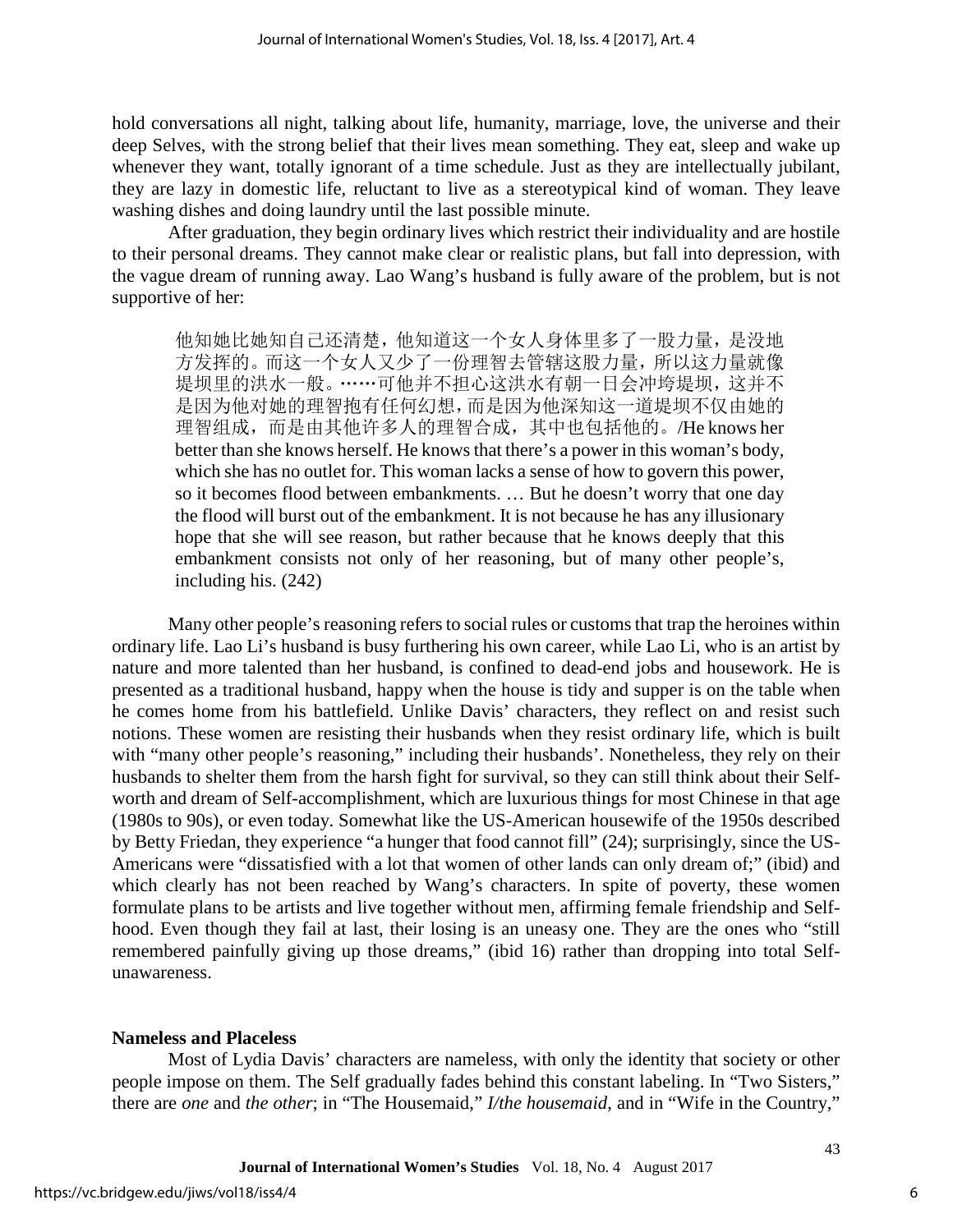hold conversations all night, talking about life, humanity, marriage, love, the universe and their deep Selves, with the strong belief that their lives mean something. They eat, sleep and wake up whenever they want, totally ignorant of a time schedule. Just as they are intellectually jubilant, they are lazy in domestic life, reluctant to live as a stereotypical kind of woman. They leave washing dishes and doing laundry until the last possible minute.

After graduation, they begin ordinary lives which restrict their individuality and are hostile to their personal dreams. They cannot make clear or realistic plans, but fall into depression, with the vague dream of running away. Lao Wang's husband is fully aware of the problem, but is not supportive of her:

> 他知她比她知自己还清楚，他知道这一个女人身体里多了一股力量，是没地方发挥的。而这一个女人又少了一份理智去管辖这股力量，所以这力量就像堤坝里的洪水一般。……可他并不担心这洪水有朝一日会冲垮堤坝，这并不是因为他对她的理智抱有任何幻想，而是因为他深知这一道堤坝不仅由她的理智组成，而是由其他许多人的理智合成，其中也包括他的。/He knows her better than she knows herself. He knows that there's a power in this woman's body, which she has no outlet for. This woman lacks a sense of how to govern this power, so it becomes flood between embankments. … But he doesn't worry that one day the flood will burst out of the embankment. It is not because he has any illusionary hope that she will see reason, but rather because that he knows deeply that this embankment consists not only of her reasoning, but of many other people's, including his. (242)

Many other people's reasoning refers to social rules or customs that trap the heroines within ordinary life. Lao Li's husband is busy furthering his own career, while Lao Li, who is an artist by nature and more talented than her husband, is confined to dead-end jobs and housework. He is presented as a traditional husband, happy when the house is tidy and supper is on the table when he comes home from his battlefield. Unlike Davis' characters, they reflect on and resist such notions. These women are resisting their husbands when they resist ordinary life, which is built with "many other people's reasoning," including their husbands'. Nonetheless, they rely on their husbands to shelter them from the harsh fight for survival, so they can still think about their Self-worth and dream of Self-accomplishment, which are luxurious things for most Chinese in that age (1980s to 90s), or even today. Somewhat like the US-American housewife of the 1950s described by Betty Friedan, they experience "a hunger that food cannot fill" (24); surprisingly, since the US-Americans were "dissatisfied with a lot that women of other lands can only dream of;" (ibid) and which clearly has not been reached by Wang's characters. In spite of poverty, these women formulate plans to be artists and live together without men, affirming female friendship and Self-hood. Even though they fail at last, their losing is an uneasy one. They are the ones who "still remembered painfully giving up those dreams," (ibid 16) rather than dropping into total Self-unawareness.

### Nameless and Placeless

Most of Lydia Davis' characters are nameless, with only the identity that society or other people impose on them. The Self gradually fades behind this constant labeling. In "Two Sisters," there are *one* and *the other*; in "The Housemaid," *I/the housemaid*, and in "Wife in the Country,"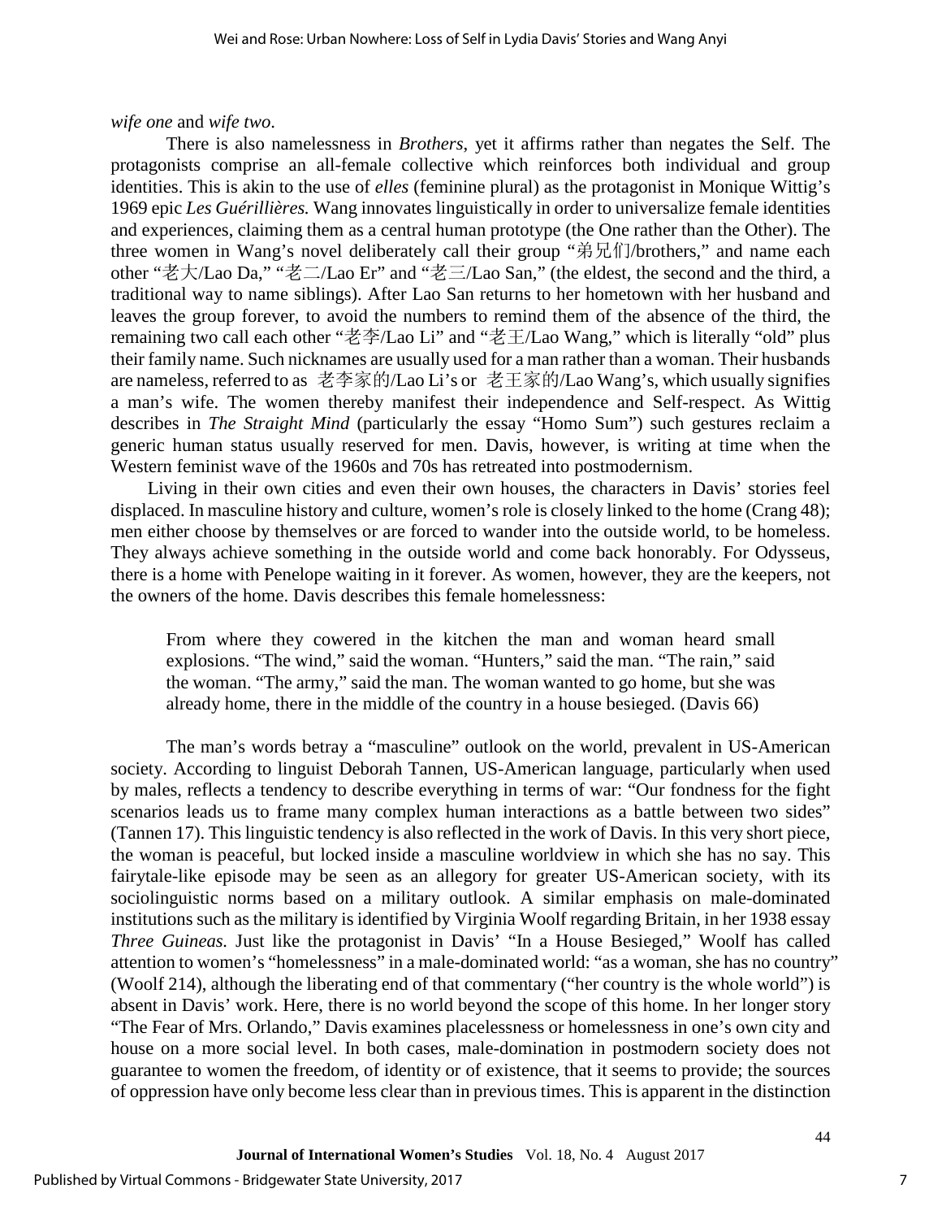*wife one* and *wife two*.

There is also namelessness in *Brothers*, yet it affirms rather than negates the Self. The protagonists comprise an all-female collective which reinforces both individual and group identities. This is akin to the use of *elles* (feminine plural) as the protagonist in Monique Wittig's 1969 epic *Les Guérillières.* Wang innovates linguistically in order to universalize female identities and experiences, claiming them as a central human prototype (the One rather than the Other). The three women in Wang's novel deliberately call their group "弟兄们/brothers," and name each other "老大/Lao Da," "老二/Lao Er" and "老三/Lao San," (the eldest, the second and the third, a traditional way to name siblings). After Lao San returns to her hometown with her husband and leaves the group forever, to avoid the numbers to remind them of the absence of the third, the remaining two call each other "老李/Lao Li" and "老王/Lao Wang," which is literally "old" plus their family name. Such nicknames are usually used for a man rather than a woman. Their husbands are nameless, referred to as 老李家的/Lao Li's or 老王家的/Lao Wang's, which usually signifies a man's wife. The women thereby manifest their independence and Self-respect. As Wittig describes in *The Straight Mind* (particularly the essay "Homo Sum") such gestures reclaim a generic human status usually reserved for men. Davis, however, is writing at time when the Western feminist wave of the 1960s and 70s has retreated into postmodernism.

Living in their own cities and even their own houses, the characters in Davis' stories feel displaced. In masculine history and culture, women's role is closely linked to the home (Crang 48); men either choose by themselves or are forced to wander into the outside world, to be homeless. They always achieve something in the outside world and come back honorably. For Odysseus, there is a home with Penelope waiting in it forever. As women, however, they are the keepers, not the owners of the home. Davis describes this female homelessness:

> From where they cowered in the kitchen the man and woman heard small explosions. "The wind," said the woman. "Hunters," said the man. "The rain," said the woman. "The army," said the man. The woman wanted to go home, but she was already home, there in the middle of the country in a house besieged. (Davis 66)

The man's words betray a "masculine" outlook on the world, prevalent in US-American society. According to linguist Deborah Tannen, US-American language, particularly when used by males, reflects a tendency to describe everything in terms of war: "Our fondness for the fight scenarios leads us to frame many complex human interactions as a battle between two sides" (Tannen 17). This linguistic tendency is also reflected in the work of Davis. In this very short piece, the woman is peaceful, but locked inside a masculine worldview in which she has no say. This fairytale-like episode may be seen as an allegory for greater US-American society, with its sociolinguistic norms based on a military outlook. A similar emphasis on male-dominated institutions such as the military is identified by Virginia Woolf regarding Britain, in her 1938 essay *Three Guineas.* Just like the protagonist in Davis' "In a House Besieged," Woolf has called attention to women's "homelessness" in a male-dominated world: "as a woman, she has no country" (Woolf 214), although the liberating end of that commentary ("her country is the whole world") is absent in Davis' work. Here, there is no world beyond the scope of this home. In her longer story "The Fear of Mrs. Orlando," Davis examines placelessness or homelessness in one's own city and house on a more social level. In both cases, male-domination in postmodern society does not guarantee to women the freedom, of identity or of existence, that it seems to provide; the sources of oppression have only become less clear than in previous times. This is apparent in the distinction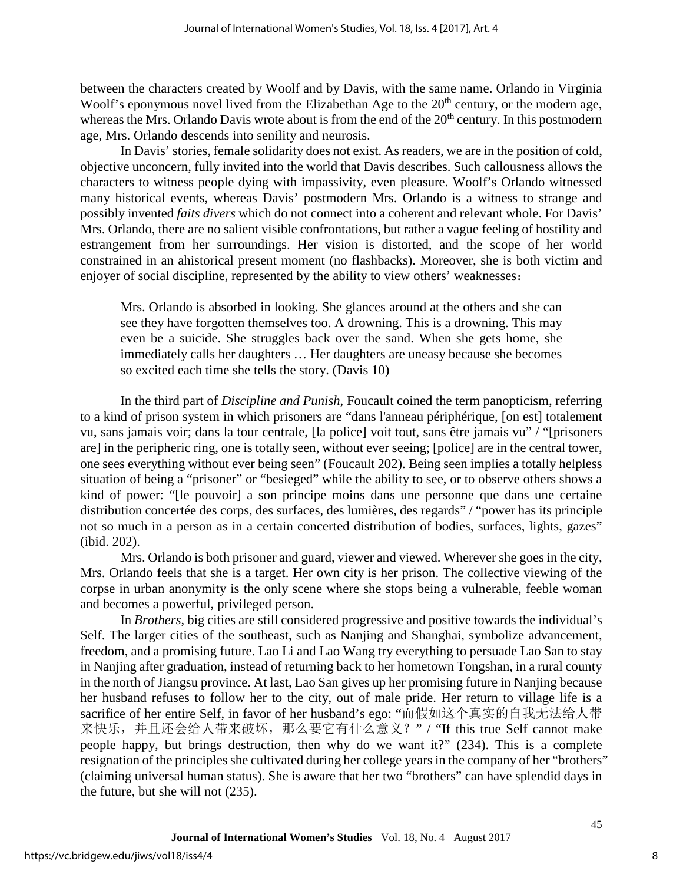between the characters created by Woolf and by Davis, with the same name. Orlando in Virginia Woolf's eponymous novel lived from the Elizabethan Age to the 20th century, or the modern age, whereas the Mrs. Orlando Davis wrote about is from the end of the 20th century. In this postmodern age, Mrs. Orlando descends into senility and neurosis.

In Davis' stories, female solidarity does not exist. As readers, we are in the position of cold, objective unconcern, fully invited into the world that Davis describes. Such callousness allows the characters to witness people dying with impassivity, even pleasure. Woolf's Orlando witnessed many historical events, whereas Davis' postmodern Mrs. Orlando is a witness to strange and possibly invented *faits divers* which do not connect into a coherent and relevant whole. For Davis' Mrs. Orlando, there are no salient visible confrontations, but rather a vague feeling of hostility and estrangement from her surroundings. Her vision is distorted, and the scope of her world constrained in an ahistorical present moment (no flashbacks). Moreover, she is both victim and enjoyer of social discipline, represented by the ability to view others' weaknesses：

> Mrs. Orlando is absorbed in looking. She glances around at the others and she can see they have forgotten themselves too. A drowning. This is a drowning. This may even be a suicide. She struggles back over the sand. When she gets home, she immediately calls her daughters … Her daughters are uneasy because she becomes so excited each time she tells the story. (Davis 10)

In the third part of *Discipline and Punish*, Foucault coined the term panopticism, referring to a kind of prison system in which prisoners are "dans l'anneau périphérique, [on est] totalement vu, sans jamais voir; dans la tour centrale, [la police] voit tout, sans être jamais vu" / "[prisoners are] in the peripheric ring, one is totally seen, without ever seeing; [police] are in the central tower, one sees everything without ever being seen" (Foucault 202). Being seen implies a totally helpless situation of being a "prisoner" or "besieged" while the ability to see, or to observe others shows a kind of power: "[le pouvoir] a son principe moins dans une personne que dans une certaine distribution concertée des corps, des surfaces, des lumières, des regards" / "power has its principle not so much in a person as in a certain concerted distribution of bodies, surfaces, lights, gazes" (ibid. 202).

Mrs. Orlando is both prisoner and guard, viewer and viewed. Wherever she goes in the city, Mrs. Orlando feels that she is a target. Her own city is her prison. The collective viewing of the corpse in urban anonymity is the only scene where she stops being a vulnerable, feeble woman and becomes a powerful, privileged person.

In *Brothers*, big cities are still considered progressive and positive towards the individual's Self. The larger cities of the southeast, such as Nanjing and Shanghai, symbolize advancement, freedom, and a promising future. Lao Li and Lao Wang try everything to persuade Lao San to stay in Nanjing after graduation, instead of returning back to her hometown Tongshan, in a rural county in the north of Jiangsu province. At last, Lao San gives up her promising future in Nanjing because her husband refuses to follow her to the city, out of male pride. Her return to village life is a sacrifice of her entire Self, in favor of her husband's ego: "而假如这个真实的自我无法给人带来快乐，并且还会给人带来破坏，那么要它有什么意义？" / "If this true Self cannot make people happy, but brings destruction, then why do we want it?" (234). This is a complete resignation of the principles she cultivated during her college years in the company of her "brothers" (claiming universal human status). She is aware that her two "brothers" can have splendid days in the future, but she will not (235).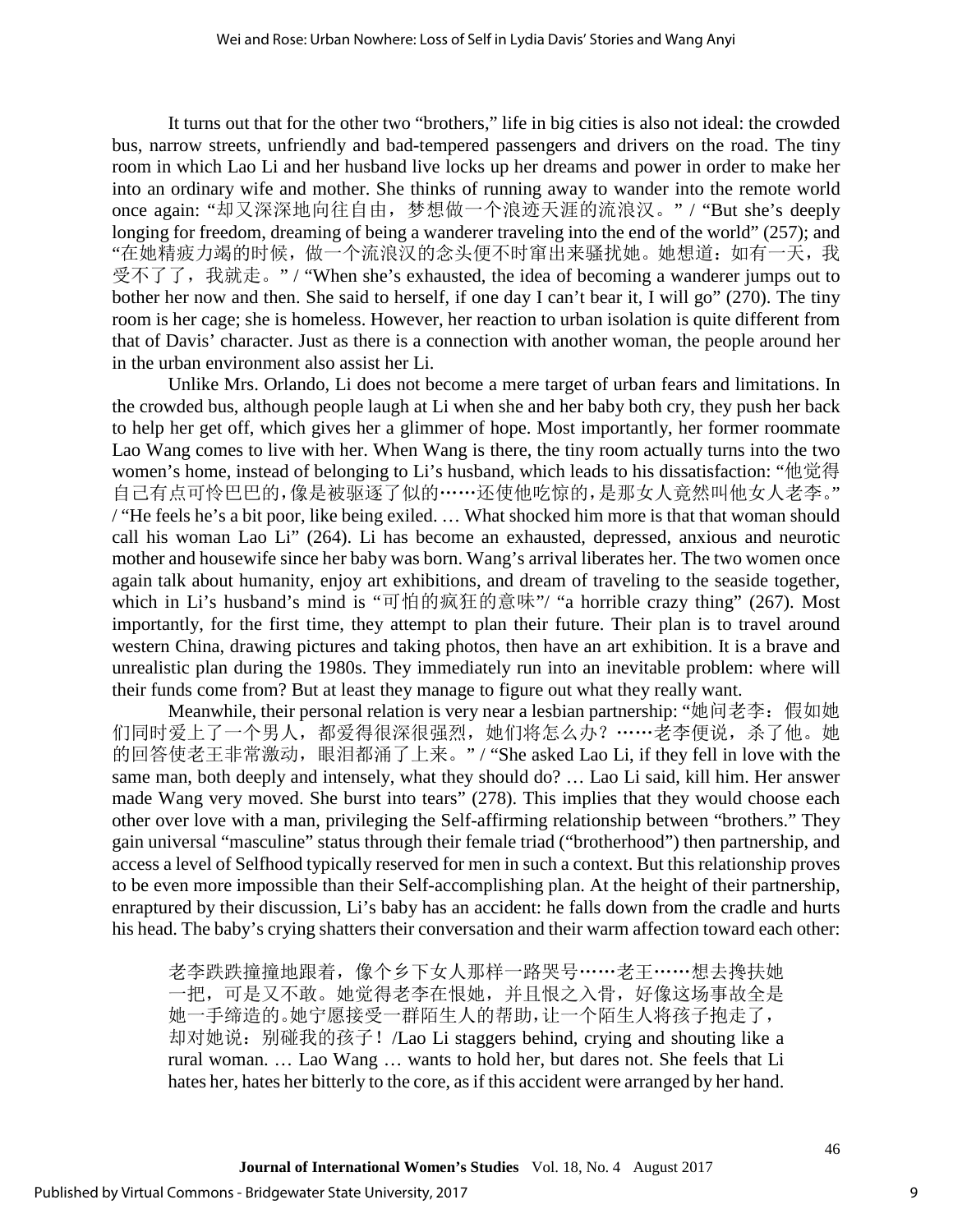It turns out that for the other two "brothers," life in big cities is also not ideal: the crowded bus, narrow streets, unfriendly and bad-tempered passengers and drivers on the road. The tiny room in which Lao Li and her husband live locks up her dreams and power in order to make her into an ordinary wife and mother. She thinks of running away to wander into the remote world once again: "却又深深地向往自由，梦想做一个浪迹天涯的流浪汉。" / "But she's deeply longing for freedom, dreaming of being a wanderer traveling into the end of the world" (257); and "在她精疲力竭的时候，做一个流浪汉的念头便不时窜出来骚扰她。她想道：如有一天，我受不了了，我就走。" / "When she's exhausted, the idea of becoming a wanderer jumps out to bother her now and then. She said to herself, if one day I can't bear it, I will go" (270). The tiny room is her cage; she is homeless. However, her reaction to urban isolation is quite different from that of Davis' character. Just as there is a connection with another woman, the people around her in the urban environment also assist her Li.

Unlike Mrs. Orlando, Li does not become a mere target of urban fears and limitations. In the crowded bus, although people laugh at Li when she and her baby both cry, they push her back to help her get off, which gives her a glimmer of hope. Most importantly, her former roommate Lao Wang comes to live with her. When Wang is there, the tiny room actually turns into the two women's home, instead of belonging to Li's husband, which leads to his dissatisfaction: "他觉得自己有点可怜巴巴的，像是被驱逐了似的……还使他吃惊的，是那女人竟然叫他女人老李。" / "He feels he's a bit poor, like being exiled. … What shocked him more is that that woman should call his woman Lao Li" (264). Li has become an exhausted, depressed, anxious and neurotic mother and housewife since her baby was born. Wang's arrival liberates her. The two women once again talk about humanity, enjoy art exhibitions, and dream of traveling to the seaside together, which in Li's husband's mind is "可怕的疯狂的意味"/ "a horrible crazy thing" (267). Most importantly, for the first time, they attempt to plan their future. Their plan is to travel around western China, drawing pictures and taking photos, then have an art exhibition. It is a brave and unrealistic plan during the 1980s. They immediately run into an inevitable problem: where will their funds come from? But at least they manage to figure out what they really want.

Meanwhile, their personal relation is very near a lesbian partnership: "她问老李：假如她们同时爱上了一个男人，都爱得很深很强烈，她们将怎么办？……老李便说，杀了他。她的回答使老王非常激动，眼泪都涌了上来。" / "She asked Lao Li, if they fell in love with the same man, both deeply and intensely, what they should do? … Lao Li said, kill him. Her answer made Wang very moved. She burst into tears" (278). This implies that they would choose each other over love with a man, privileging the Self-affirming relationship between "brothers." They gain universal "masculine" status through their female triad ("brotherhood") then partnership, and access a level of Selfhood typically reserved for men in such a context. But this relationship proves to be even more impossible than their Self-accomplishing plan. At the height of their partnership, enraptured by their discussion, Li's baby has an accident: he falls down from the cradle and hurts his head. The baby's crying shatters their conversation and their warm affection toward each other:

> 老李跌跌撞撞地跟着，像个乡下女人那样一路哭号……老王……想去搀扶她一把，可是又不敢。她觉得老李在恨她，并且恨之入骨，好像这场事故全是她一手缔造的。她宁愿接受一群陌生人的帮助，让一个陌生人将孩子抱走了，却对她说：别碰我的孩子！/Lao Li staggers behind, crying and shouting like a rural woman. … Lao Wang … wants to hold her, but dares not. She feels that Li hates her, hates her bitterly to the core, as if this accident were arranged by her hand.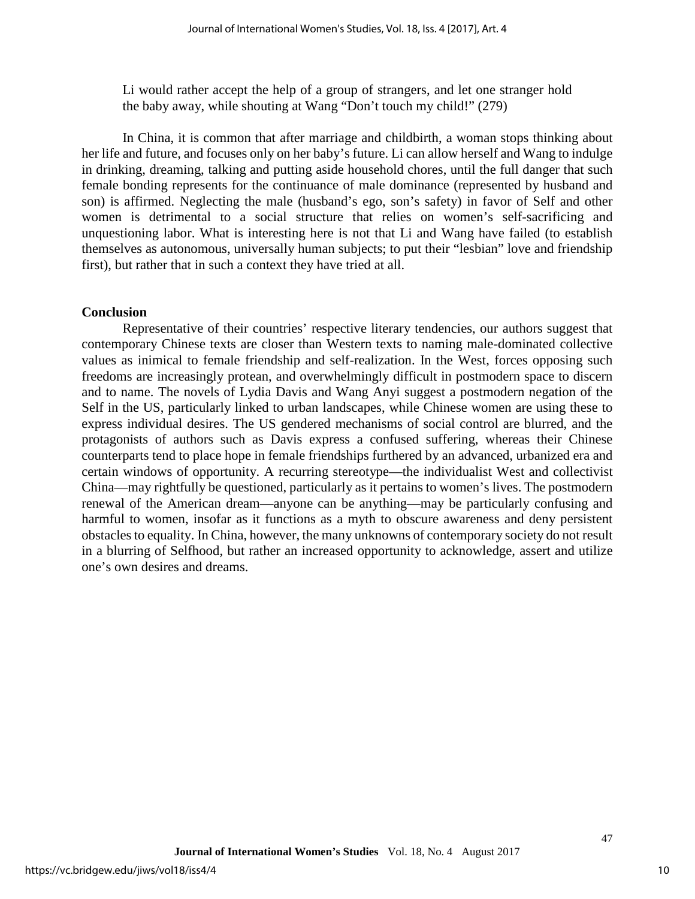> Li would rather accept the help of a group of strangers, and let one stranger hold the baby away, while shouting at Wang "Don't touch my child!" (279)

In China, it is common that after marriage and childbirth, a woman stops thinking about her life and future, and focuses only on her baby's future. Li can allow herself and Wang to indulge in drinking, dreaming, talking and putting aside household chores, until the full danger that such female bonding represents for the continuance of male dominance (represented by husband and son) is affirmed. Neglecting the male (husband's ego, son's safety) in favor of Self and other women is detrimental to a social structure that relies on women's self-sacrificing and unquestioning labor. What is interesting here is not that Li and Wang have failed (to establish themselves as autonomous, universally human subjects; to put their "lesbian" love and friendship first), but rather that in such a context they have tried at all.

## Conclusion

Representative of their countries' respective literary tendencies, our authors suggest that contemporary Chinese texts are closer than Western texts to naming male-dominated collective values as inimical to female friendship and self-realization. In the West, forces opposing such freedoms are increasingly protean, and overwhelmingly difficult in postmodern space to discern and to name. The novels of Lydia Davis and Wang Anyi suggest a postmodern negation of the Self in the US, particularly linked to urban landscapes, while Chinese women are using these to express individual desires. The US gendered mechanisms of social control are blurred, and the protagonists of authors such as Davis express a confused suffering, whereas their Chinese counterparts tend to place hope in female friendships furthered by an advanced, urbanized era and certain windows of opportunity. A recurring stereotype—the individualist West and collectivist China—may rightfully be questioned, particularly as it pertains to women's lives. The postmodern renewal of the American dream—anyone can be anything—may be particularly confusing and harmful to women, insofar as it functions as a myth to obscure awareness and deny persistent obstacles to equality. In China, however, the many unknowns of contemporary society do not result in a blurring of Selfhood, but rather an increased opportunity to acknowledge, assert and utilize one's own desires and dreams.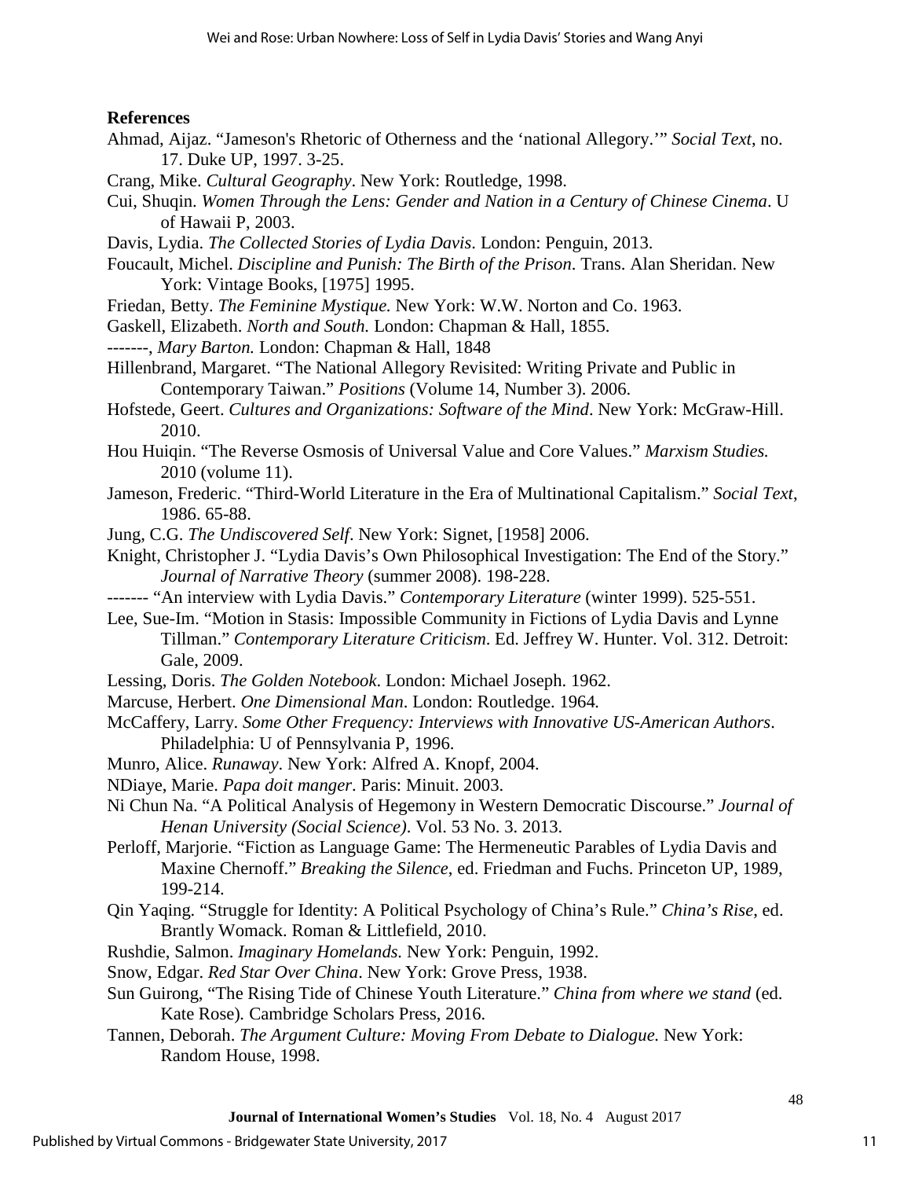**References**

Ahmad, Aijaz. "Jameson's Rhetoric of Otherness and the 'national Allegory.'" *Social Text*, no. 17. Duke UP, 1997. 3-25.

Crang, Mike. *Cultural Geography*. New York: Routledge, 1998.

Cui, Shuqin. *Women Through the Lens: Gender and Nation in a Century of Chinese Cinema*. U of Hawaii P, 2003.

Davis, Lydia. *The Collected Stories of Lydia Davis*. London: Penguin, 2013.

Foucault, Michel. *Discipline and Punish: The Birth of the Prison*. Trans. Alan Sheridan. New York: Vintage Books, [1975] 1995.

Friedan, Betty. *The Feminine Mystique.* New York: W.W. Norton and Co. 1963.

Gaskell, Elizabeth. *North and South.* London: Chapman & Hall, 1855.

-------, *Mary Barton.* London: Chapman & Hall, 1848

Hillenbrand, Margaret. "The National Allegory Revisited: Writing Private and Public in Contemporary Taiwan." *Positions* (Volume 14, Number 3). 2006.

Hofstede, Geert. *Cultures and Organizations: Software of the Mind*. New York: McGraw-Hill. 2010.

Hou Huiqin. "The Reverse Osmosis of Universal Value and Core Values." *Marxism Studies.* 2010 (volume 11).

Jameson, Frederic. "Third-World Literature in the Era of Multinational Capitalism." *Social Text*, 1986. 65-88.

Jung, C.G. *The Undiscovered Self*. New York: Signet, [1958] 2006.

Knight, Christopher J. "Lydia Davis's Own Philosophical Investigation: The End of the Story." *Journal of Narrative Theory* (summer 2008). 198-228.

------- "An interview with Lydia Davis." *Contemporary Literature* (winter 1999). 525-551.

Lee, Sue-Im. "Motion in Stasis: Impossible Community in Fictions of Lydia Davis and Lynne Tillman." *Contemporary Literature Criticism*. Ed. Jeffrey W. Hunter. Vol. 312. Detroit: Gale, 2009.

Lessing, Doris. *The Golden Notebook*. London: Michael Joseph. 1962.

Marcuse, Herbert. *One Dimensional Man*. London: Routledge. 1964.

McCaffery, Larry. *Some Other Frequency: Interviews with Innovative US-American Authors*. Philadelphia: U of Pennsylvania P, 1996.

Munro, Alice. *Runaway*. New York: Alfred A. Knopf, 2004.

NDiaye, Marie. *Papa doit manger*. Paris: Minuit. 2003.

Ni Chun Na. "A Political Analysis of Hegemony in Western Democratic Discourse." *Journal of Henan University (Social Science)*. Vol. 53 No. 3. 2013.

Perloff, Marjorie. "Fiction as Language Game: The Hermeneutic Parables of Lydia Davis and Maxine Chernoff." *Breaking the Silence*, ed. Friedman and Fuchs. Princeton UP, 1989, 199-214.

Qin Yaqing. "Struggle for Identity: A Political Psychology of China's Rule." *China's Rise*, ed. Brantly Womack. Roman & Littlefield, 2010.

Rushdie, Salmon. *Imaginary Homelands.* New York: Penguin, 1992.

Snow, Edgar. *Red Star Over China*. New York: Grove Press, 1938.

Sun Guirong, "The Rising Tide of Chinese Youth Literature." *China from where we stand* (ed. Kate Rose)*.* Cambridge Scholars Press, 2016.

Tannen, Deborah. *The Argument Culture: Moving From Debate to Dialogue.* New York: Random House, 1998.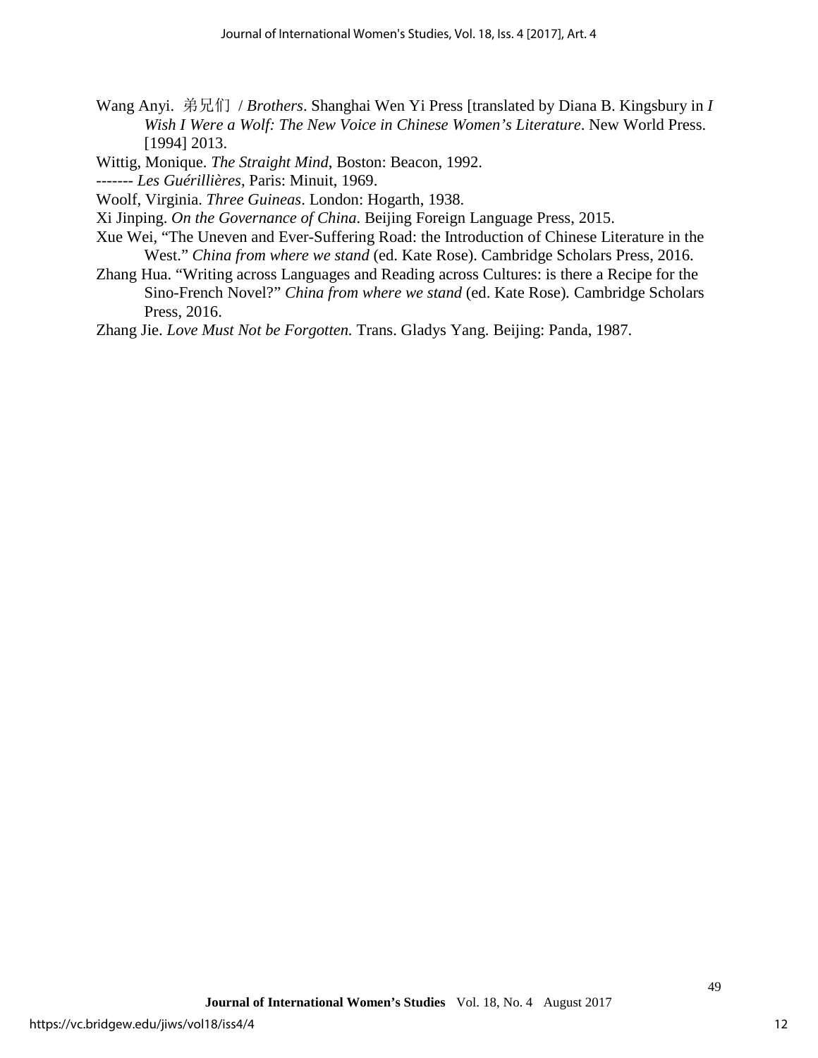Wang Anyi. 弟兄们 / *Brothers*. Shanghai Wen Yi Press [translated by Diana B. Kingsbury in *I Wish I Were a Wolf: The New Voice in Chinese Women's Literature*. New World Press. [1994] 2013.

Wittig, Monique. *The Straight Mind*, Boston: Beacon, 1992.

------- *Les Guérillières*, Paris: Minuit, 1969.

Woolf, Virginia. *Three Guineas*. London: Hogarth, 1938.

Xi Jinping. *On the Governance of China*. Beijing Foreign Language Press, 2015.

Xue Wei, "The Uneven and Ever-Suffering Road: the Introduction of Chinese Literature in the West." *China from where we stand* (ed. Kate Rose). Cambridge Scholars Press, 2016.

Zhang Hua. "Writing across Languages and Reading across Cultures: is there a Recipe for the Sino-French Novel?" *China from where we stand* (ed. Kate Rose). Cambridge Scholars Press, 2016.

Zhang Jie. *Love Must Not be Forgotten.* Trans. Gladys Yang. Beijing: Panda, 1987.